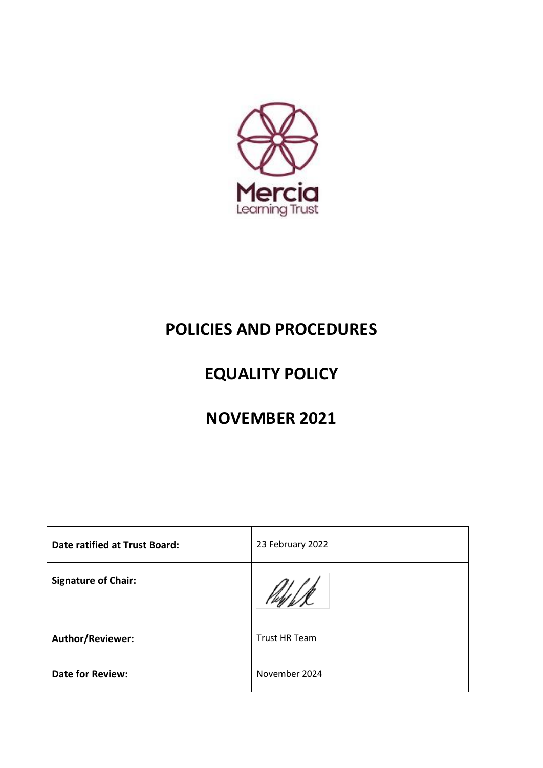Mercia
Learning Trust

# POLICIES AND PROCEDURES

# EQUALITY POLICY

# NOVEMBER 2021

| **Date ratified at Trust Board:** | 23 February 2022 |
| --- | --- |
| **Signature of Chair:** | |
| **Author/Reviewer:** | Trust HR Team |
| **Date for Review:** | November 2024 |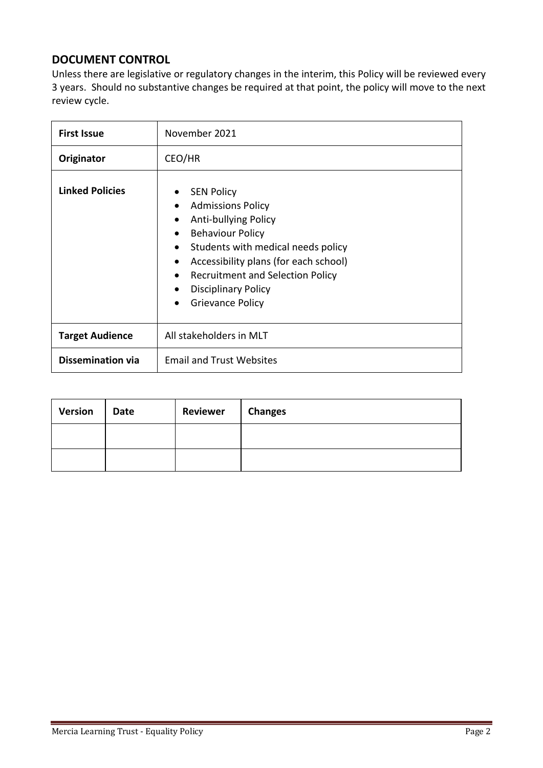## DOCUMENT CONTROL

Unless there are legislative or regulatory changes in the interim, this Policy will be reviewed every 3 years. Should no substantive changes be required at that point, the policy will move to the next review cycle.

| **First Issue** | November 2021 |
|---|---|
| **Originator** | CEO/HR |
| **Linked Policies** | • SEN Policy<br>• Admissions Policy<br>• Anti-bullying Policy<br>• Behaviour Policy<br>• Students with medical needs policy<br>• Accessibility plans (for each school)<br>• Recruitment and Selection Policy<br>• Disciplinary Policy<br>• Grievance Policy |
| **Target Audience** | All stakeholders in MLT |
| **Dissemination via** | Email and Trust Websites |

| **Version** | **Date** | **Reviewer** | **Changes** |
|---|---|---|---|
| | | | |
| | | | |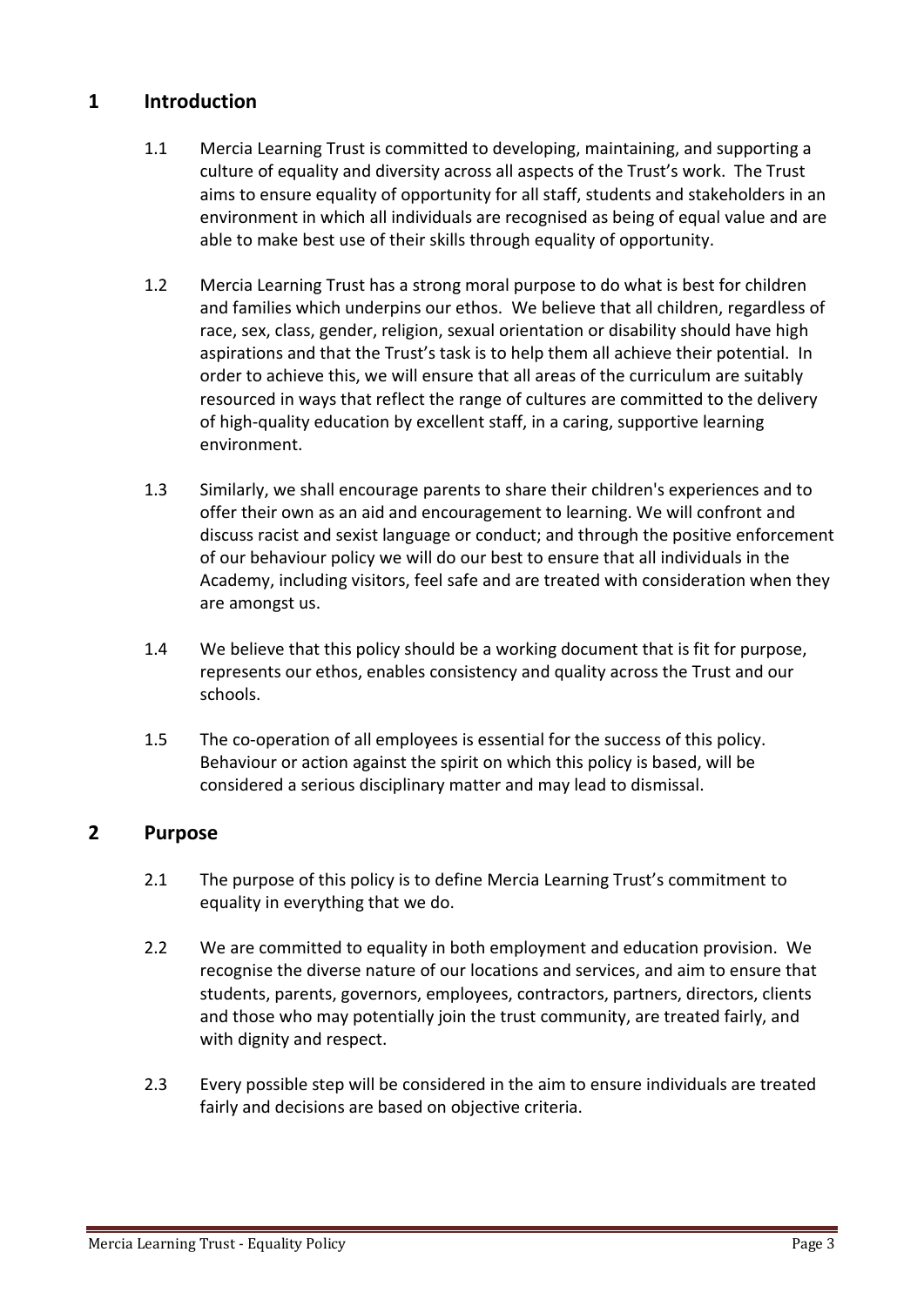## 1 Introduction

1.1 Mercia Learning Trust is committed to developing, maintaining, and supporting a culture of equality and diversity across all aspects of the Trust's work. The Trust aims to ensure equality of opportunity for all staff, students and stakeholders in an environment in which all individuals are recognised as being of equal value and are able to make best use of their skills through equality of opportunity.

1.2 Mercia Learning Trust has a strong moral purpose to do what is best for children and families which underpins our ethos. We believe that all children, regardless of race, sex, class, gender, religion, sexual orientation or disability should have high aspirations and that the Trust's task is to help them all achieve their potential. In order to achieve this, we will ensure that all areas of the curriculum are suitably resourced in ways that reflect the range of cultures are committed to the delivery of high-quality education by excellent staff, in a caring, supportive learning environment.

1.3 Similarly, we shall encourage parents to share their children's experiences and to offer their own as an aid and encouragement to learning. We will confront and discuss racist and sexist language or conduct; and through the positive enforcement of our behaviour policy we will do our best to ensure that all individuals in the Academy, including visitors, feel safe and are treated with consideration when they are amongst us.

1.4 We believe that this policy should be a working document that is fit for purpose, represents our ethos, enables consistency and quality across the Trust and our schools.

1.5 The co-operation of all employees is essential for the success of this policy. Behaviour or action against the spirit on which this policy is based, will be considered a serious disciplinary matter and may lead to dismissal.

## 2 Purpose

2.1 The purpose of this policy is to define Mercia Learning Trust's commitment to equality in everything that we do.

2.2 We are committed to equality in both employment and education provision. We recognise the diverse nature of our locations and services, and aim to ensure that students, parents, governors, employees, contractors, partners, directors, clients and those who may potentially join the trust community, are treated fairly, and with dignity and respect.

2.3 Every possible step will be considered in the aim to ensure individuals are treated fairly and decisions are based on objective criteria.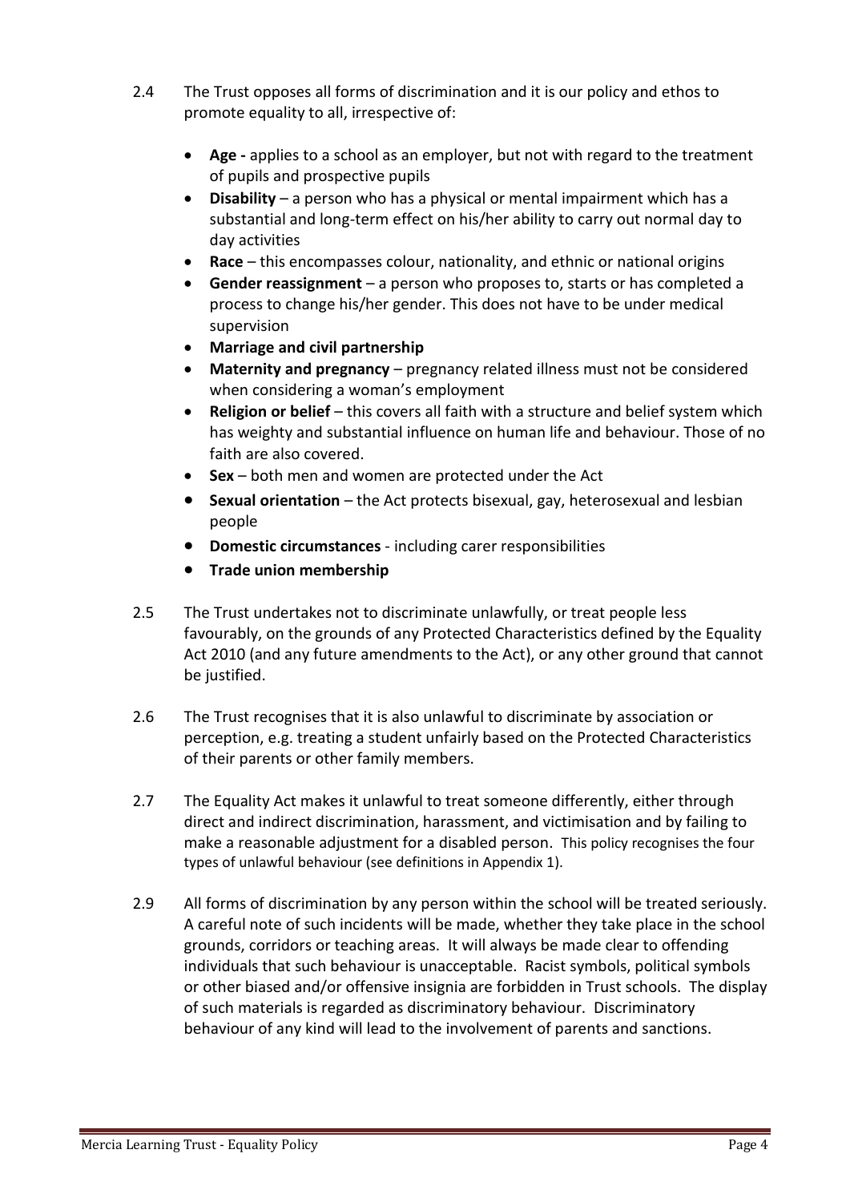2.4 The Trust opposes all forms of discrimination and it is our policy and ethos to promote equality to all, irrespective of:

- **Age -** applies to a school as an employer, but not with regard to the treatment of pupils and prospective pupils
- **Disability** – a person who has a physical or mental impairment which has a substantial and long-term effect on his/her ability to carry out normal day to day activities
- **Race** – this encompasses colour, nationality, and ethnic or national origins
- **Gender reassignment** – a person who proposes to, starts or has completed a process to change his/her gender. This does not have to be under medical supervision
- **Marriage and civil partnership**
- **Maternity and pregnancy** – pregnancy related illness must not be considered when considering a woman's employment
- **Religion or belief** – this covers all faith with a structure and belief system which has weighty and substantial influence on human life and behaviour. Those of no faith are also covered.
- **Sex** – both men and women are protected under the Act
- **Sexual orientation** – the Act protects bisexual, gay, heterosexual and lesbian people
- **Domestic circumstances** - including carer responsibilities
- **Trade union membership**

2.5 The Trust undertakes not to discriminate unlawfully, or treat people less favourably, on the grounds of any Protected Characteristics defined by the Equality Act 2010 (and any future amendments to the Act), or any other ground that cannot be justified.

2.6 The Trust recognises that it is also unlawful to discriminate by association or perception, e.g. treating a student unfairly based on the Protected Characteristics of their parents or other family members.

2.7 The Equality Act makes it unlawful to treat someone differently, either through direct and indirect discrimination, harassment, and victimisation and by failing to make a reasonable adjustment for a disabled person. This policy recognises the four types of unlawful behaviour (see definitions in Appendix 1).

2.9 All forms of discrimination by any person within the school will be treated seriously. A careful note of such incidents will be made, whether they take place in the school grounds, corridors or teaching areas. It will always be made clear to offending individuals that such behaviour is unacceptable. Racist symbols, political symbols or other biased and/or offensive insignia are forbidden in Trust schools. The display of such materials is regarded as discriminatory behaviour. Discriminatory behaviour of any kind will lead to the involvement of parents and sanctions.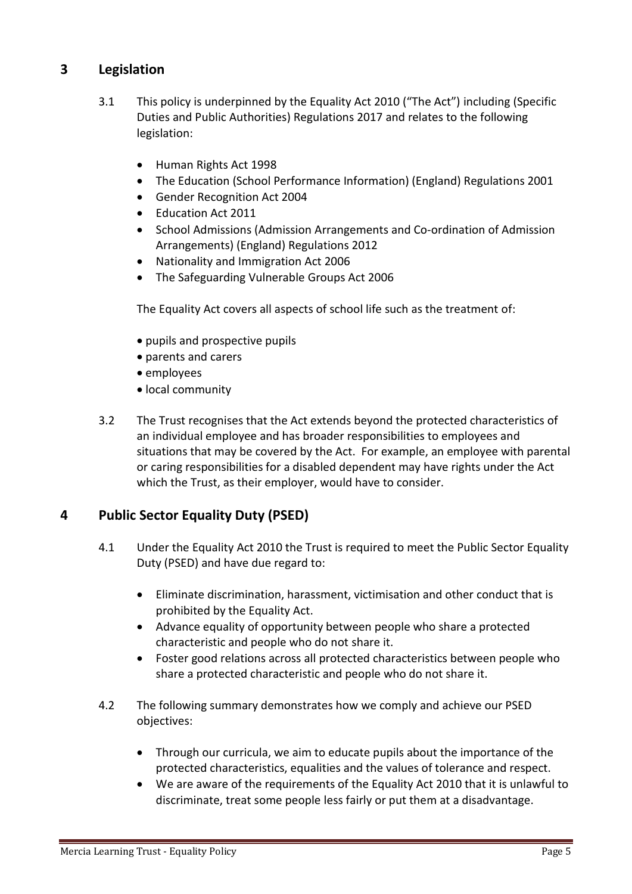## 3 Legislation

3.1 This policy is underpinned by the Equality Act 2010 ("The Act") including (Specific Duties and Public Authorities) Regulations 2017 and relates to the following legislation:

- Human Rights Act 1998
- The Education (School Performance Information) (England) Regulations 2001
- Gender Recognition Act 2004
- Education Act 2011
- School Admissions (Admission Arrangements and Co-ordination of Admission Arrangements) (England) Regulations 2012
- Nationality and Immigration Act 2006
- The Safeguarding Vulnerable Groups Act 2006

The Equality Act covers all aspects of school life such as the treatment of:

- pupils and prospective pupils
- parents and carers
- employees
- local community

3.2 The Trust recognises that the Act extends beyond the protected characteristics of an individual employee and has broader responsibilities to employees and situations that may be covered by the Act. For example, an employee with parental or caring responsibilities for a disabled dependent may have rights under the Act which the Trust, as their employer, would have to consider.

## 4 Public Sector Equality Duty (PSED)

4.1 Under the Equality Act 2010 the Trust is required to meet the Public Sector Equality Duty (PSED) and have due regard to:

- Eliminate discrimination, harassment, victimisation and other conduct that is prohibited by the Equality Act.
- Advance equality of opportunity between people who share a protected characteristic and people who do not share it.
- Foster good relations across all protected characteristics between people who share a protected characteristic and people who do not share it.

4.2 The following summary demonstrates how we comply and achieve our PSED objectives:

- Through our curricula, we aim to educate pupils about the importance of the protected characteristics, equalities and the values of tolerance and respect.
- We are aware of the requirements of the Equality Act 2010 that it is unlawful to discriminate, treat some people less fairly or put them at a disadvantage.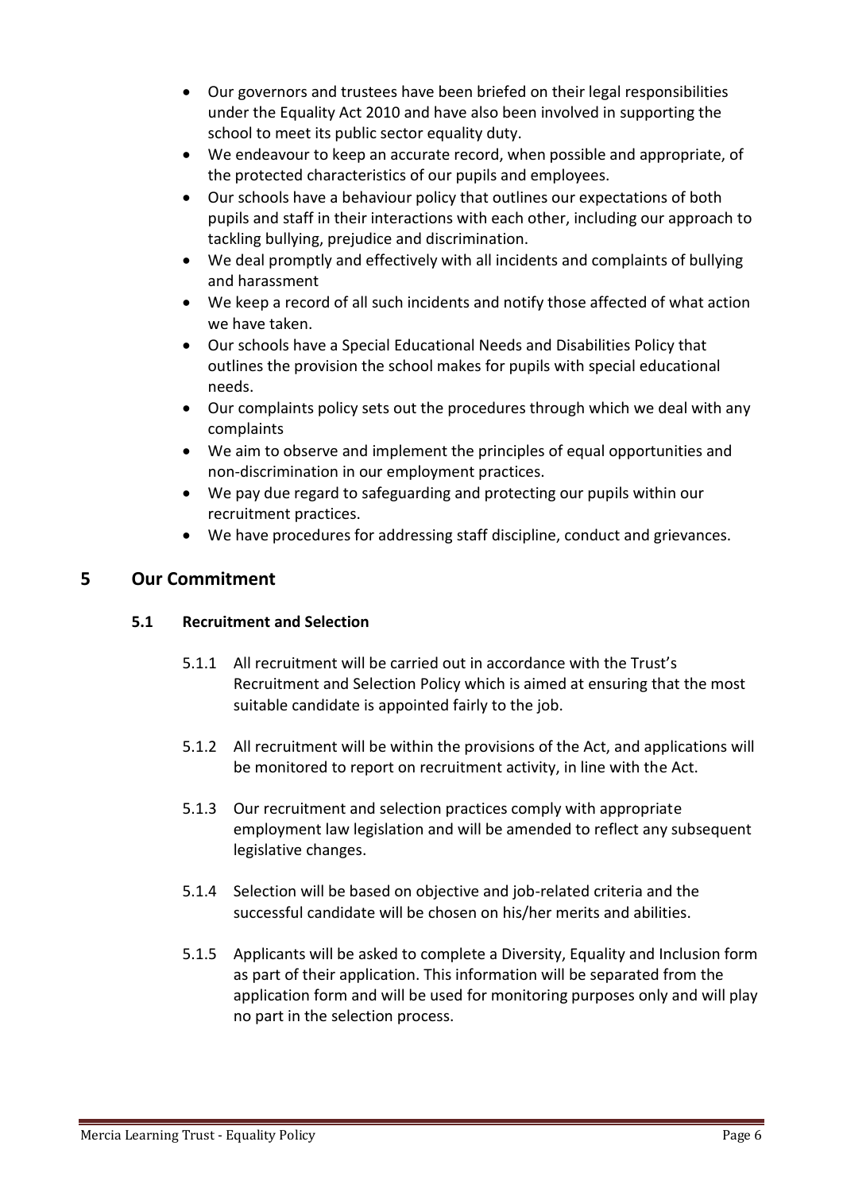- Our governors and trustees have been briefed on their legal responsibilities under the Equality Act 2010 and have also been involved in supporting the school to meet its public sector equality duty.
- We endeavour to keep an accurate record, when possible and appropriate, of the protected characteristics of our pupils and employees.
- Our schools have a behaviour policy that outlines our expectations of both pupils and staff in their interactions with each other, including our approach to tackling bullying, prejudice and discrimination.
- We deal promptly and effectively with all incidents and complaints of bullying and harassment
- We keep a record of all such incidents and notify those affected of what action we have taken.
- Our schools have a Special Educational Needs and Disabilities Policy that outlines the provision the school makes for pupils with special educational needs.
- Our complaints policy sets out the procedures through which we deal with any complaints
- We aim to observe and implement the principles of equal opportunities and non-discrimination in our employment practices.
- We pay due regard to safeguarding and protecting our pupils within our recruitment practices.
- We have procedures for addressing staff discipline, conduct and grievances.

## 5 Our Commitment

### 5.1 Recruitment and Selection

5.1.1 All recruitment will be carried out in accordance with the Trust's Recruitment and Selection Policy which is aimed at ensuring that the most suitable candidate is appointed fairly to the job.

5.1.2 All recruitment will be within the provisions of the Act, and applications will be monitored to report on recruitment activity, in line with the Act.

5.1.3 Our recruitment and selection practices comply with appropriate employment law legislation and will be amended to reflect any subsequent legislative changes.

5.1.4 Selection will be based on objective and job-related criteria and the successful candidate will be chosen on his/her merits and abilities.

5.1.5 Applicants will be asked to complete a Diversity, Equality and Inclusion form as part of their application. This information will be separated from the application form and will be used for monitoring purposes only and will play no part in the selection process.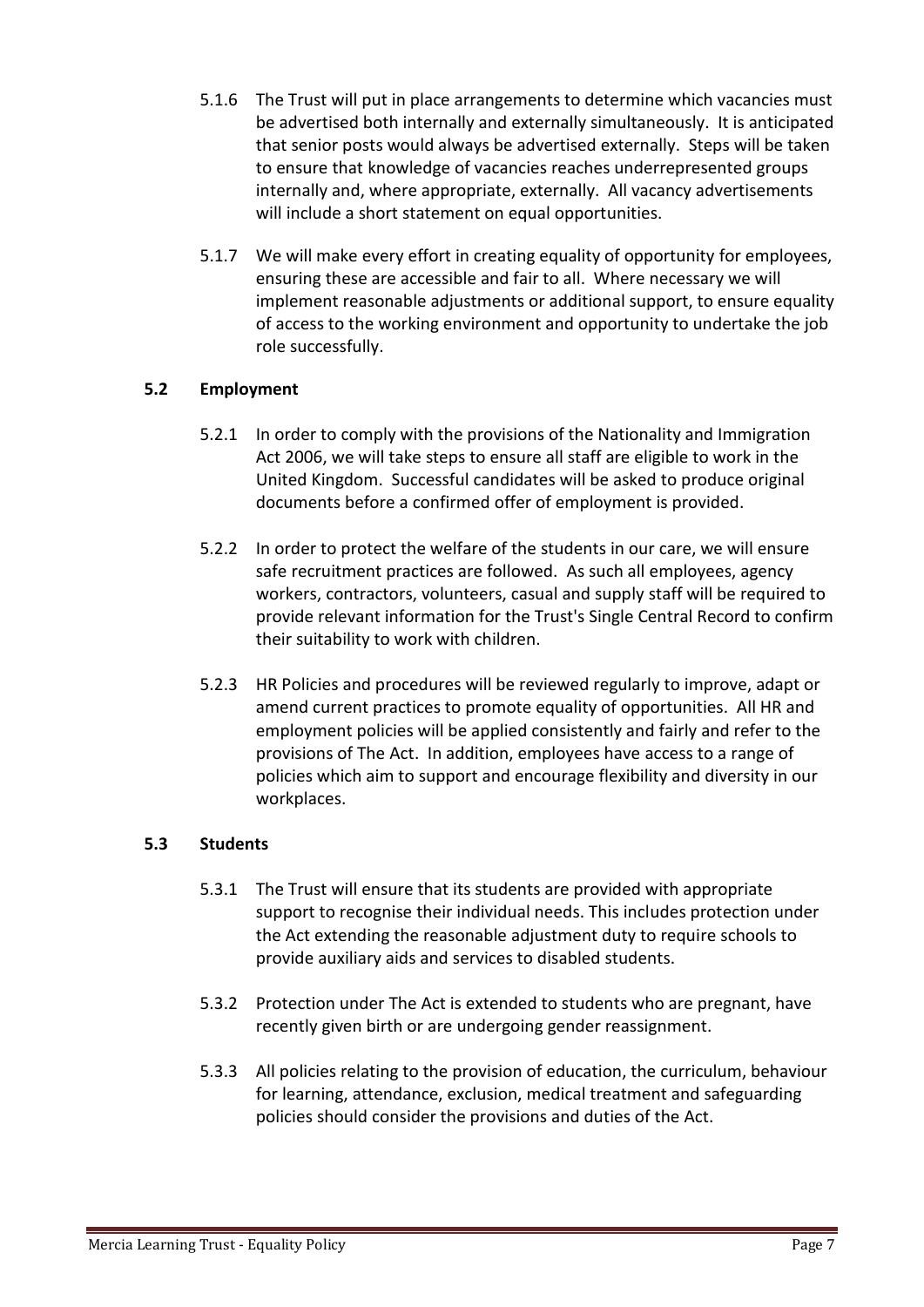5.1.6 The Trust will put in place arrangements to determine which vacancies must be advertised both internally and externally simultaneously. It is anticipated that senior posts would always be advertised externally. Steps will be taken to ensure that knowledge of vacancies reaches underrepresented groups internally and, where appropriate, externally. All vacancy advertisements will include a short statement on equal opportunities.

5.1.7 We will make every effort in creating equality of opportunity for employees, ensuring these are accessible and fair to all. Where necessary we will implement reasonable adjustments or additional support, to ensure equality of access to the working environment and opportunity to undertake the job role successfully.

### 5.2 Employment

5.2.1 In order to comply with the provisions of the Nationality and Immigration Act 2006, we will take steps to ensure all staff are eligible to work in the United Kingdom. Successful candidates will be asked to produce original documents before a confirmed offer of employment is provided.

5.2.2 In order to protect the welfare of the students in our care, we will ensure safe recruitment practices are followed. As such all employees, agency workers, contractors, volunteers, casual and supply staff will be required to provide relevant information for the Trust's Single Central Record to confirm their suitability to work with children.

5.2.3 HR Policies and procedures will be reviewed regularly to improve, adapt or amend current practices to promote equality of opportunities. All HR and employment policies will be applied consistently and fairly and refer to the provisions of The Act. In addition, employees have access to a range of policies which aim to support and encourage flexibility and diversity in our workplaces.

### 5.3 Students

5.3.1 The Trust will ensure that its students are provided with appropriate support to recognise their individual needs. This includes protection under the Act extending the reasonable adjustment duty to require schools to provide auxiliary aids and services to disabled students.

5.3.2 Protection under The Act is extended to students who are pregnant, have recently given birth or are undergoing gender reassignment.

5.3.3 All policies relating to the provision of education, the curriculum, behaviour for learning, attendance, exclusion, medical treatment and safeguarding policies should consider the provisions and duties of the Act.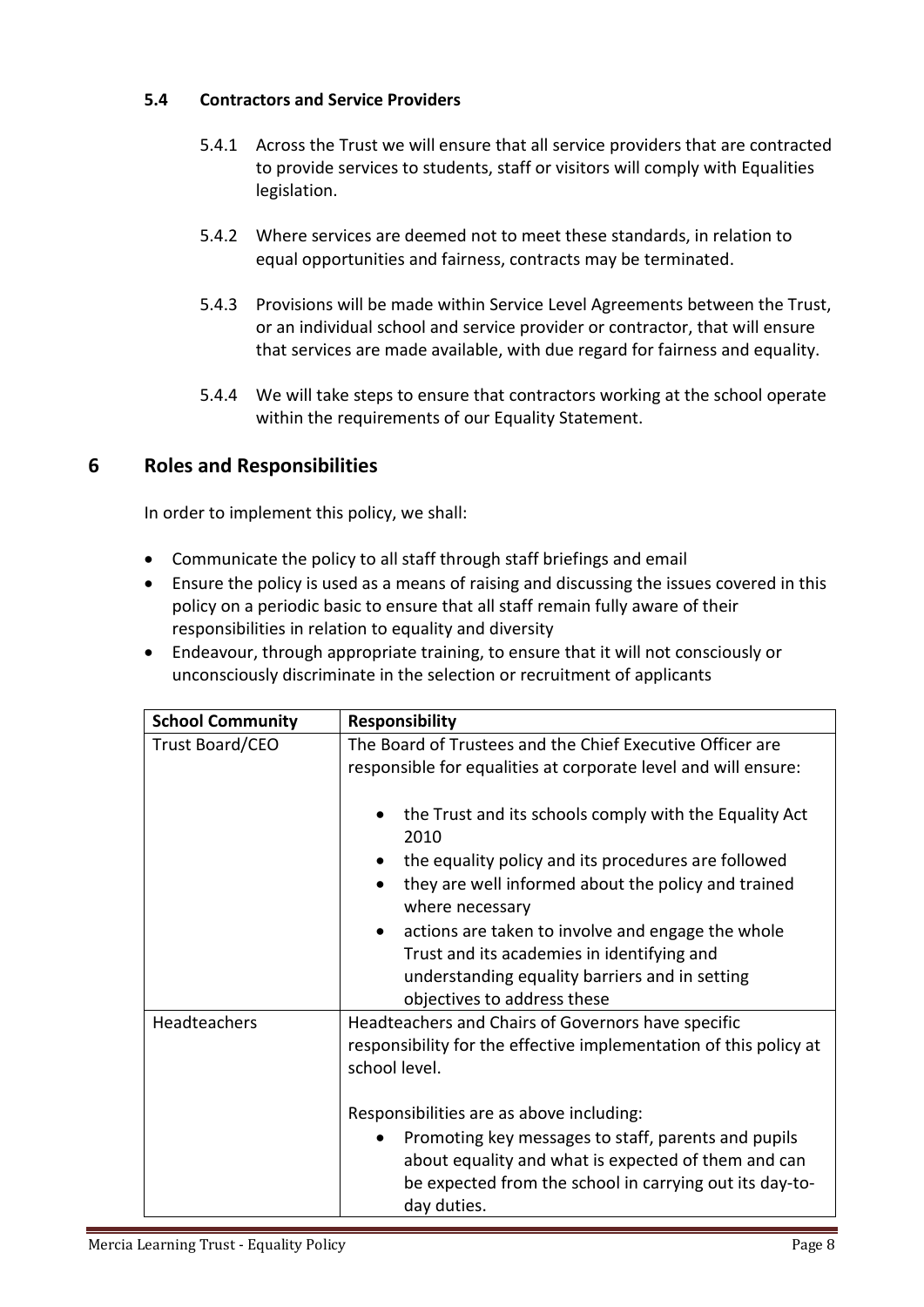### 5.4 Contractors and Service Providers

5.4.1 Across the Trust we will ensure that all service providers that are contracted to provide services to students, staff or visitors will comply with Equalities legislation.

5.4.2 Where services are deemed not to meet these standards, in relation to equal opportunities and fairness, contracts may be terminated.

5.4.3 Provisions will be made within Service Level Agreements between the Trust, or an individual school and service provider or contractor, that will ensure that services are made available, with due regard for fairness and equality.

5.4.4 We will take steps to ensure that contractors working at the school operate within the requirements of our Equality Statement.

## 6 Roles and Responsibilities

In order to implement this policy, we shall:

- Communicate the policy to all staff through staff briefings and email
- Ensure the policy is used as a means of raising and discussing the issues covered in this policy on a periodic basic to ensure that all staff remain fully aware of their responsibilities in relation to equality and diversity
- Endeavour, through appropriate training, to ensure that it will not consciously or unconsciously discriminate in the selection or recruitment of applicants

| School Community | Responsibility |
| --- | --- |
| Trust Board/CEO | The Board of Trustees and the Chief Executive Officer are responsible for equalities at corporate level and will ensure:<br><br>• the Trust and its schools comply with the Equality Act 2010<br>• the equality policy and its procedures are followed<br>• they are well informed about the policy and trained where necessary<br>• actions are taken to involve and engage the whole Trust and its academies in identifying and understanding equality barriers and in setting objectives to address these |
| Headteachers | Headteachers and Chairs of Governors have specific responsibility for the effective implementation of this policy at school level.<br><br>Responsibilities are as above including:<br>• Promoting key messages to staff, parents and pupils about equality and what is expected of them and can be expected from the school in carrying out its day-to-day duties. |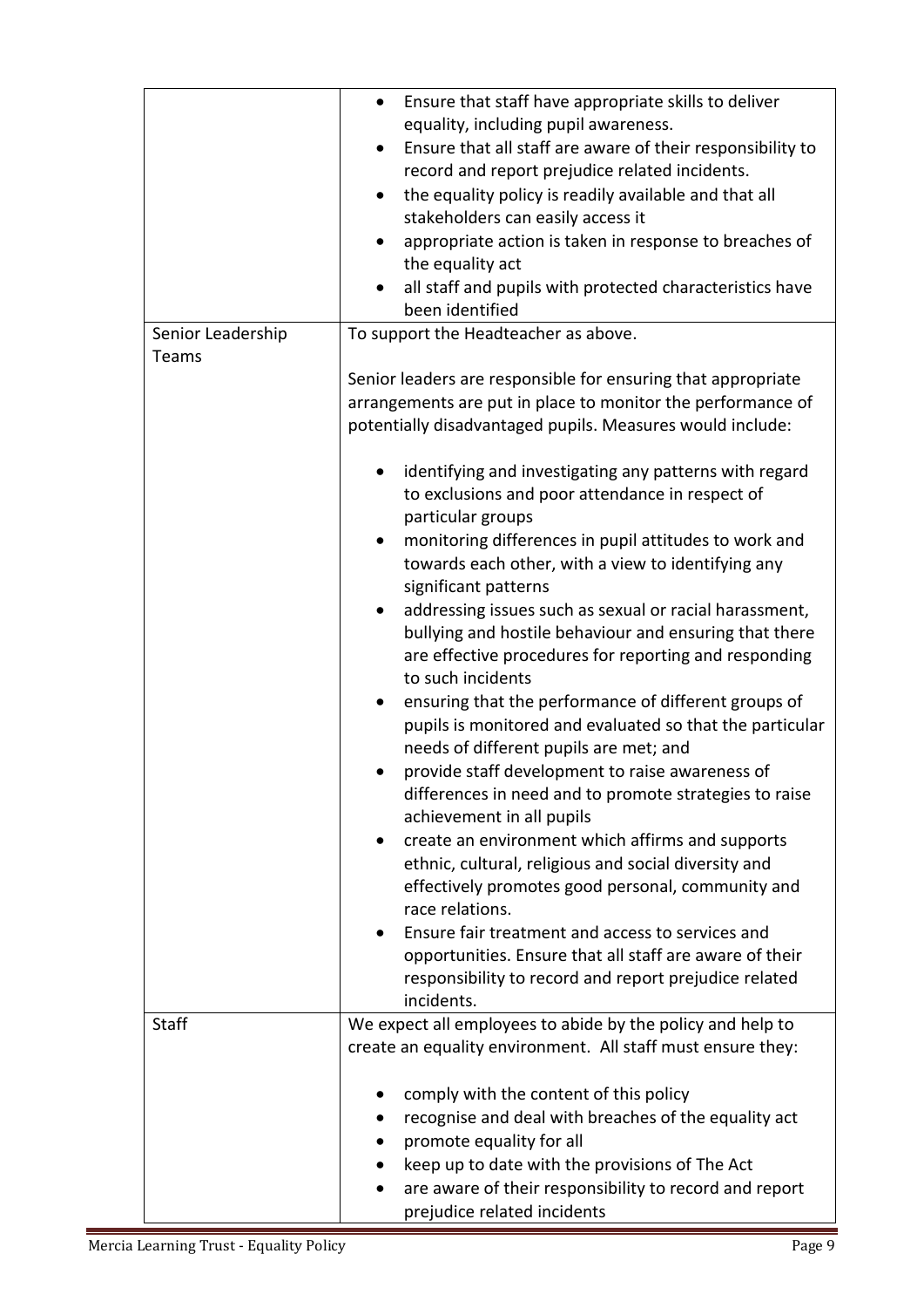| | |
|---|---|
| | <ul><li>Ensure that staff have appropriate skills to deliver equality, including pupil awareness.</li><li>Ensure that all staff are aware of their responsibility to record and report prejudice related incidents.</li><li>the equality policy is readily available and that all stakeholders can easily access it</li><li>appropriate action is taken in response to breaches of the equality act</li><li>all staff and pupils with protected characteristics have been identified</li></ul> |
| Senior Leadership Teams | To support the Headteacher as above.<br><br>Senior leaders are responsible for ensuring that appropriate arrangements are put in place to monitor the performance of potentially disadvantaged pupils. Measures would include:<br><ul><li>identifying and investigating any patterns with regard to exclusions and poor attendance in respect of particular groups</li><li>monitoring differences in pupil attitudes to work and towards each other, with a view to identifying any significant patterns</li><li>addressing issues such as sexual or racial harassment, bullying and hostile behaviour and ensuring that there are effective procedures for reporting and responding to such incidents</li><li>ensuring that the performance of different groups of pupils is monitored and evaluated so that the particular needs of different pupils are met; and</li><li>provide staff development to raise awareness of differences in need and to promote strategies to raise achievement in all pupils</li><li>create an environment which affirms and supports ethnic, cultural, religious and social diversity and effectively promotes good personal, community and race relations.</li><li>Ensure fair treatment and access to services and opportunities. Ensure that all staff are aware of their responsibility to record and report prejudice related incidents.</li></ul> |
| Staff | We expect all employees to abide by the policy and help to create an equality environment. All staff must ensure they:<br><ul><li>comply with the content of this policy</li><li>recognise and deal with breaches of the equality act</li><li>promote equality for all</li><li>keep up to date with the provisions of The Act</li><li>are aware of their responsibility to record and report prejudice related incidents</li></ul> |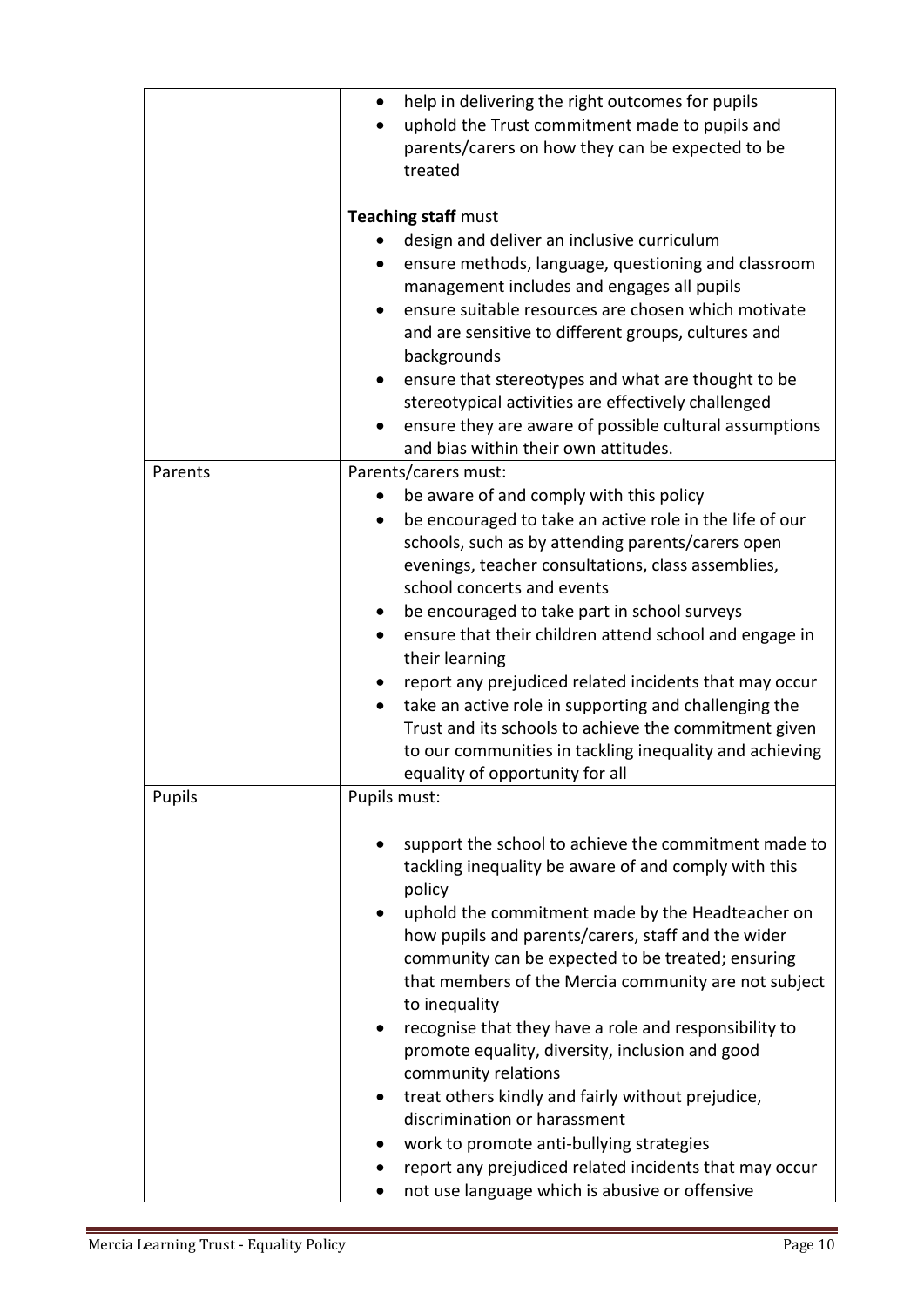| | |
|---|---|
| | • help in delivering the right outcomes for pupils<br>• uphold the Trust commitment made to pupils and parents/carers on how they can be expected to be treated<br><br>**Teaching staff** must<br>• design and deliver an inclusive curriculum<br>• ensure methods, language, questioning and classroom management includes and engages all pupils<br>• ensure suitable resources are chosen which motivate and are sensitive to different groups, cultures and backgrounds<br>• ensure that stereotypes and what are thought to be stereotypical activities are effectively challenged<br>• ensure they are aware of possible cultural assumptions and bias within their own attitudes. |
| Parents | Parents/carers must:<br>• be aware of and comply with this policy<br>• be encouraged to take an active role in the life of our schools, such as by attending parents/carers open evenings, teacher consultations, class assemblies, school concerts and events<br>• be encouraged to take part in school surveys<br>• ensure that their children attend school and engage in their learning<br>• report any prejudiced related incidents that may occur<br>• take an active role in supporting and challenging the Trust and its schools to achieve the commitment given to our communities in tackling inequality and achieving equality of opportunity for all |
| Pupils | Pupils must:<br><br>• support the school to achieve the commitment made to tackling inequality be aware of and comply with this policy<br>• uphold the commitment made by the Headteacher on how pupils and parents/carers, staff and the wider community can be expected to be treated; ensuring that members of the Mercia community are not subject to inequality<br>• recognise that they have a role and responsibility to promote equality, diversity, inclusion and good community relations<br>• treat others kindly and fairly without prejudice, discrimination or harassment<br>• work to promote anti-bullying strategies<br>• report any prejudiced related incidents that may occur<br>• not use language which is abusive or offensive |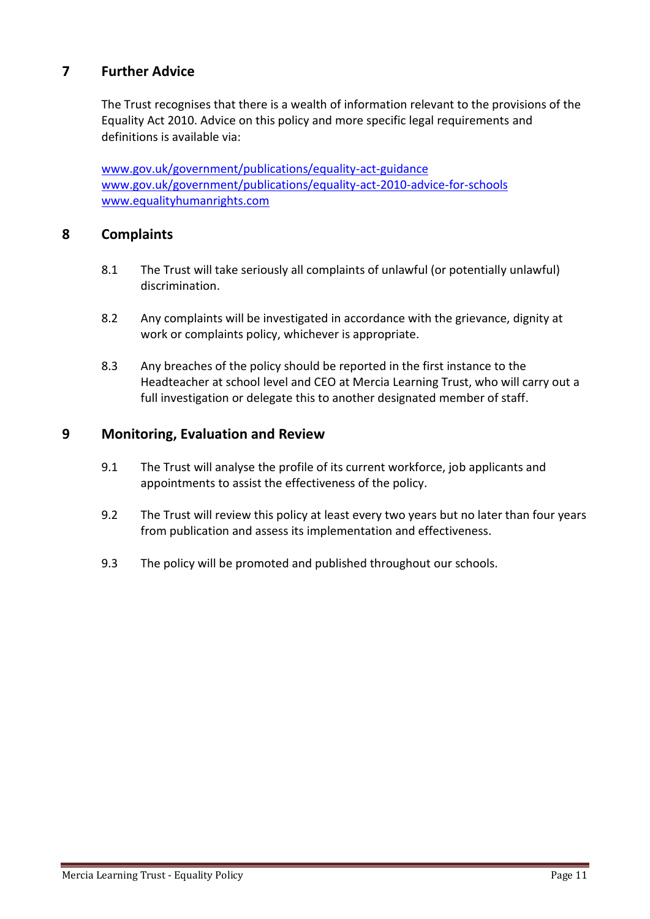## 7 Further Advice

The Trust recognises that there is a wealth of information relevant to the provisions of the Equality Act 2010. Advice on this policy and more specific legal requirements and definitions is available via:

www.gov.uk/government/publications/equality-act-guidance
www.gov.uk/government/publications/equality-act-2010-advice-for-schools
www.equalityhumanrights.com

## 8 Complaints

8.1 The Trust will take seriously all complaints of unlawful (or potentially unlawful) discrimination.

8.2 Any complaints will be investigated in accordance with the grievance, dignity at work or complaints policy, whichever is appropriate.

8.3 Any breaches of the policy should be reported in the first instance to the Headteacher at school level and CEO at Mercia Learning Trust, who will carry out a full investigation or delegate this to another designated member of staff.

## 9 Monitoring, Evaluation and Review

9.1 The Trust will analyse the profile of its current workforce, job applicants and appointments to assist the effectiveness of the policy.

9.2 The Trust will review this policy at least every two years but no later than four years from publication and assess its implementation and effectiveness.

9.3 The policy will be promoted and published throughout our schools.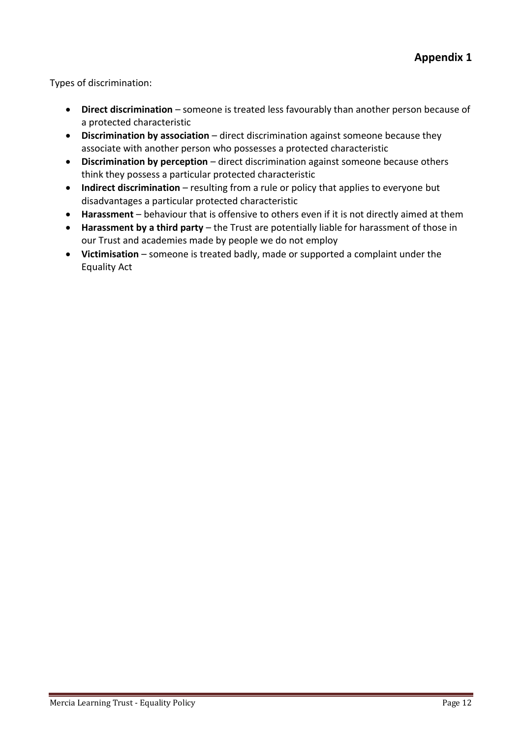## Appendix 1

Types of discrimination:

- **Direct discrimination** – someone is treated less favourably than another person because of a protected characteristic
- **Discrimination by association** – direct discrimination against someone because they associate with another person who possesses a protected characteristic
- **Discrimination by perception** – direct discrimination against someone because others think they possess a particular protected characteristic
- **Indirect discrimination** – resulting from a rule or policy that applies to everyone but disadvantages a particular protected characteristic
- **Harassment** – behaviour that is offensive to others even if it is not directly aimed at them
- **Harassment by a third party** – the Trust are potentially liable for harassment of those in our Trust and academies made by people we do not employ
- **Victimisation** – someone is treated badly, made or supported a complaint under the Equality Act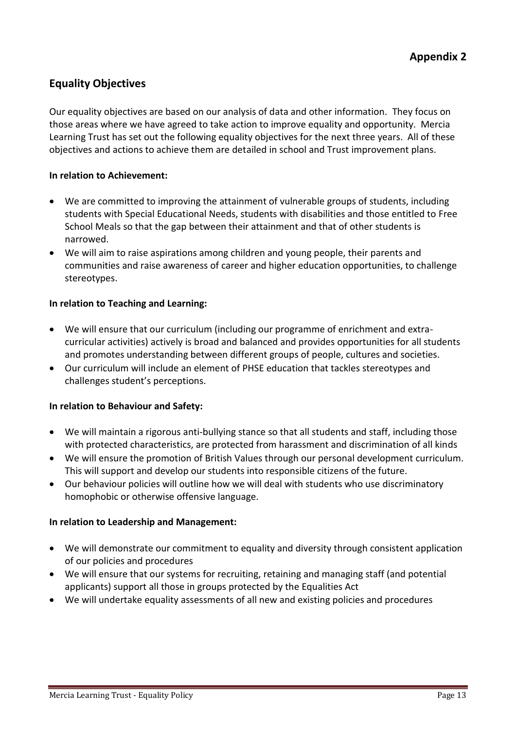**Appendix 2**

## Equality Objectives

Our equality objectives are based on our analysis of data and other information. They focus on those areas where we have agreed to take action to improve equality and opportunity. Mercia Learning Trust has set out the following equality objectives for the next three years. All of these objectives and actions to achieve them are detailed in school and Trust improvement plans.

**In relation to Achievement:**

- We are committed to improving the attainment of vulnerable groups of students, including students with Special Educational Needs, students with disabilities and those entitled to Free School Meals so that the gap between their attainment and that of other students is narrowed.
- We will aim to raise aspirations among children and young people, their parents and communities and raise awareness of career and higher education opportunities, to challenge stereotypes.

**In relation to Teaching and Learning:**

- We will ensure that our curriculum (including our programme of enrichment and extra-curricular activities) actively is broad and balanced and provides opportunities for all students and promotes understanding between different groups of people, cultures and societies.
- Our curriculum will include an element of PHSE education that tackles stereotypes and challenges student's perceptions.

**In relation to Behaviour and Safety:**

- We will maintain a rigorous anti-bullying stance so that all students and staff, including those with protected characteristics, are protected from harassment and discrimination of all kinds
- We will ensure the promotion of British Values through our personal development curriculum. This will support and develop our students into responsible citizens of the future.
- Our behaviour policies will outline how we will deal with students who use discriminatory homophobic or otherwise offensive language.

**In relation to Leadership and Management:**

- We will demonstrate our commitment to equality and diversity through consistent application of our policies and procedures
- We will ensure that our systems for recruiting, retaining and managing staff (and potential applicants) support all those in groups protected by the Equalities Act
- We will undertake equality assessments of all new and existing policies and procedures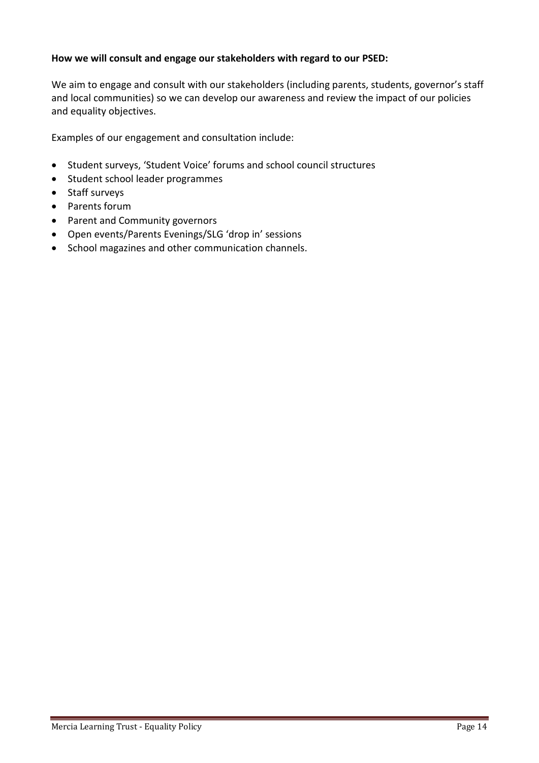**How we will consult and engage our stakeholders with regard to our PSED:**

We aim to engage and consult with our stakeholders (including parents, students, governor's staff and local communities) so we can develop our awareness and review the impact of our policies and equality objectives.

Examples of our engagement and consultation include:

- Student surveys, 'Student Voice' forums and school council structures
- Student school leader programmes
- Staff surveys
- Parents forum
- Parent and Community governors
- Open events/Parents Evenings/SLG 'drop in' sessions
- School magazines and other communication channels.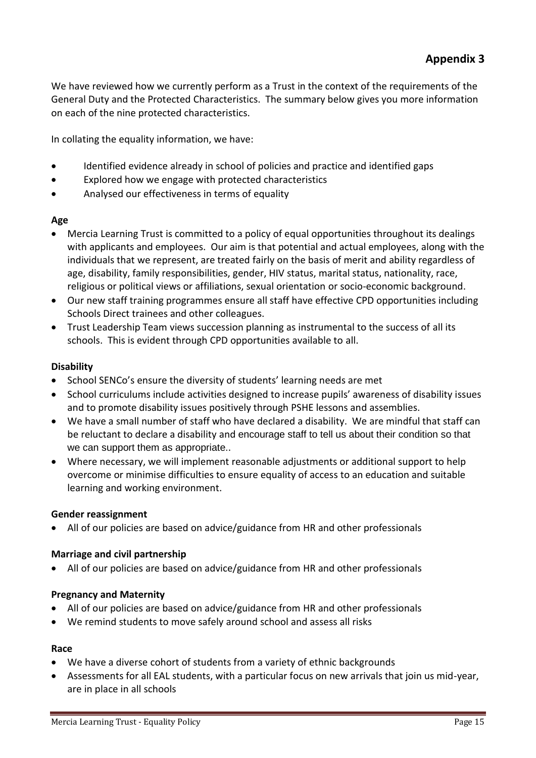## Appendix 3

We have reviewed how we currently perform as a Trust in the context of the requirements of the General Duty and the Protected Characteristics. The summary below gives you more information on each of the nine protected characteristics.

In collating the equality information, we have:

- Identified evidence already in school of policies and practice and identified gaps
- Explored how we engage with protected characteristics
- Analysed our effectiveness in terms of equality

**Age**

- Mercia Learning Trust is committed to a policy of equal opportunities throughout its dealings with applicants and employees. Our aim is that potential and actual employees, along with the individuals that we represent, are treated fairly on the basis of merit and ability regardless of age, disability, family responsibilities, gender, HIV status, marital status, nationality, race, religious or political views or affiliations, sexual orientation or socio-economic background.
- Our new staff training programmes ensure all staff have effective CPD opportunities including Schools Direct trainees and other colleagues.
- Trust Leadership Team views succession planning as instrumental to the success of all its schools. This is evident through CPD opportunities available to all.

**Disability**

- School SENCo's ensure the diversity of students' learning needs are met
- School curriculums include activities designed to increase pupils' awareness of disability issues and to promote disability issues positively through PSHE lessons and assemblies.
- We have a small number of staff who have declared a disability. We are mindful that staff can be reluctant to declare a disability and encourage staff to tell us about their condition so that we can support them as appropriate..
- Where necessary, we will implement reasonable adjustments or additional support to help overcome or minimise difficulties to ensure equality of access to an education and suitable learning and working environment.

**Gender reassignment**

- All of our policies are based on advice/guidance from HR and other professionals

**Marriage and civil partnership**

- All of our policies are based on advice/guidance from HR and other professionals

**Pregnancy and Maternity**

- All of our policies are based on advice/guidance from HR and other professionals
- We remind students to move safely around school and assess all risks

**Race**

- We have a diverse cohort of students from a variety of ethnic backgrounds
- Assessments for all EAL students, with a particular focus on new arrivals that join us mid-year, are in place in all schools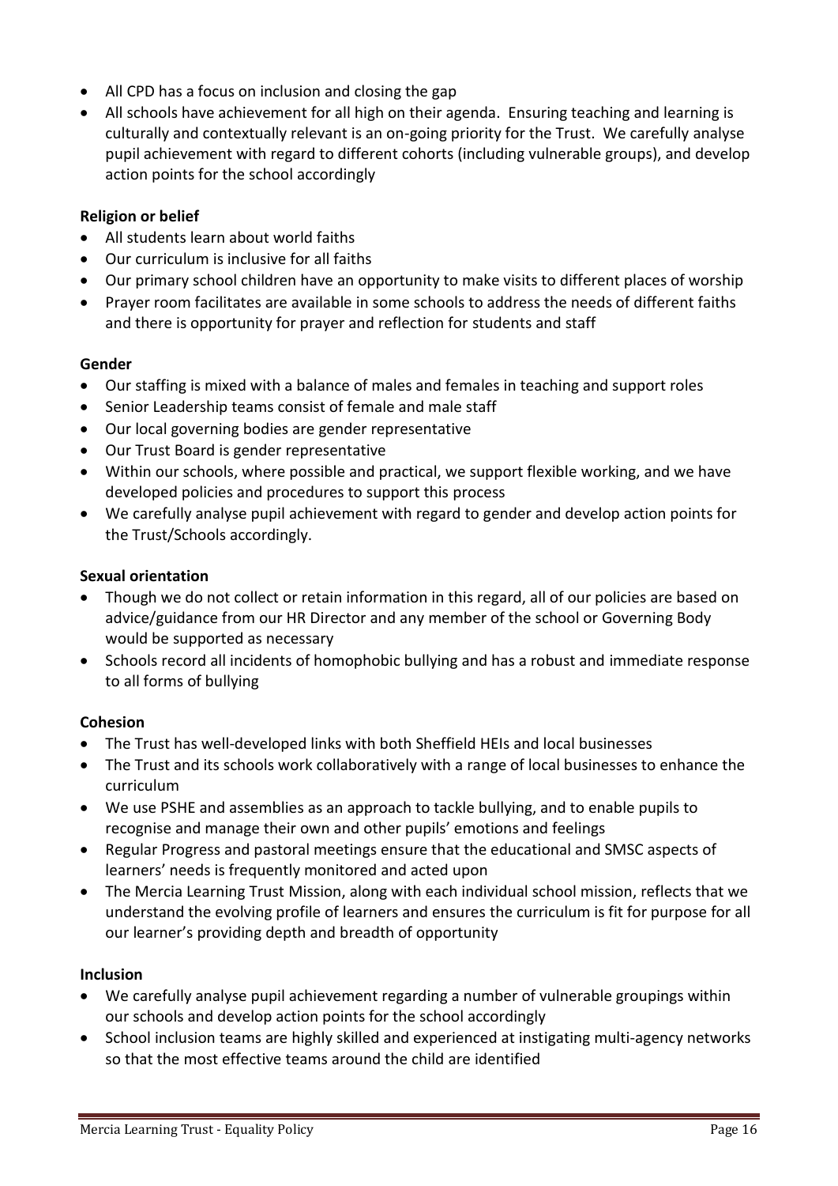- All CPD has a focus on inclusion and closing the gap
- All schools have achievement for all high on their agenda. Ensuring teaching and learning is culturally and contextually relevant is an on-going priority for the Trust. We carefully analyse pupil achievement with regard to different cohorts (including vulnerable groups), and develop action points for the school accordingly

**Religion or belief**

- All students learn about world faiths
- Our curriculum is inclusive for all faiths
- Our primary school children have an opportunity to make visits to different places of worship
- Prayer room facilitates are available in some schools to address the needs of different faiths and there is opportunity for prayer and reflection for students and staff

**Gender**

- Our staffing is mixed with a balance of males and females in teaching and support roles
- Senior Leadership teams consist of female and male staff
- Our local governing bodies are gender representative
- Our Trust Board is gender representative
- Within our schools, where possible and practical, we support flexible working, and we have developed policies and procedures to support this process
- We carefully analyse pupil achievement with regard to gender and develop action points for the Trust/Schools accordingly.

**Sexual orientation**

- Though we do not collect or retain information in this regard, all of our policies are based on advice/guidance from our HR Director and any member of the school or Governing Body would be supported as necessary
- Schools record all incidents of homophobic bullying and has a robust and immediate response to all forms of bullying

**Cohesion**

- The Trust has well-developed links with both Sheffield HEIs and local businesses
- The Trust and its schools work collaboratively with a range of local businesses to enhance the curriculum
- We use PSHE and assemblies as an approach to tackle bullying, and to enable pupils to recognise and manage their own and other pupils' emotions and feelings
- Regular Progress and pastoral meetings ensure that the educational and SMSC aspects of learners' needs is frequently monitored and acted upon
- The Mercia Learning Trust Mission, along with each individual school mission, reflects that we understand the evolving profile of learners and ensures the curriculum is fit for purpose for all our learner's providing depth and breadth of opportunity

**Inclusion**

- We carefully analyse pupil achievement regarding a number of vulnerable groupings within our schools and develop action points for the school accordingly
- School inclusion teams are highly skilled and experienced at instigating multi-agency networks so that the most effective teams around the child are identified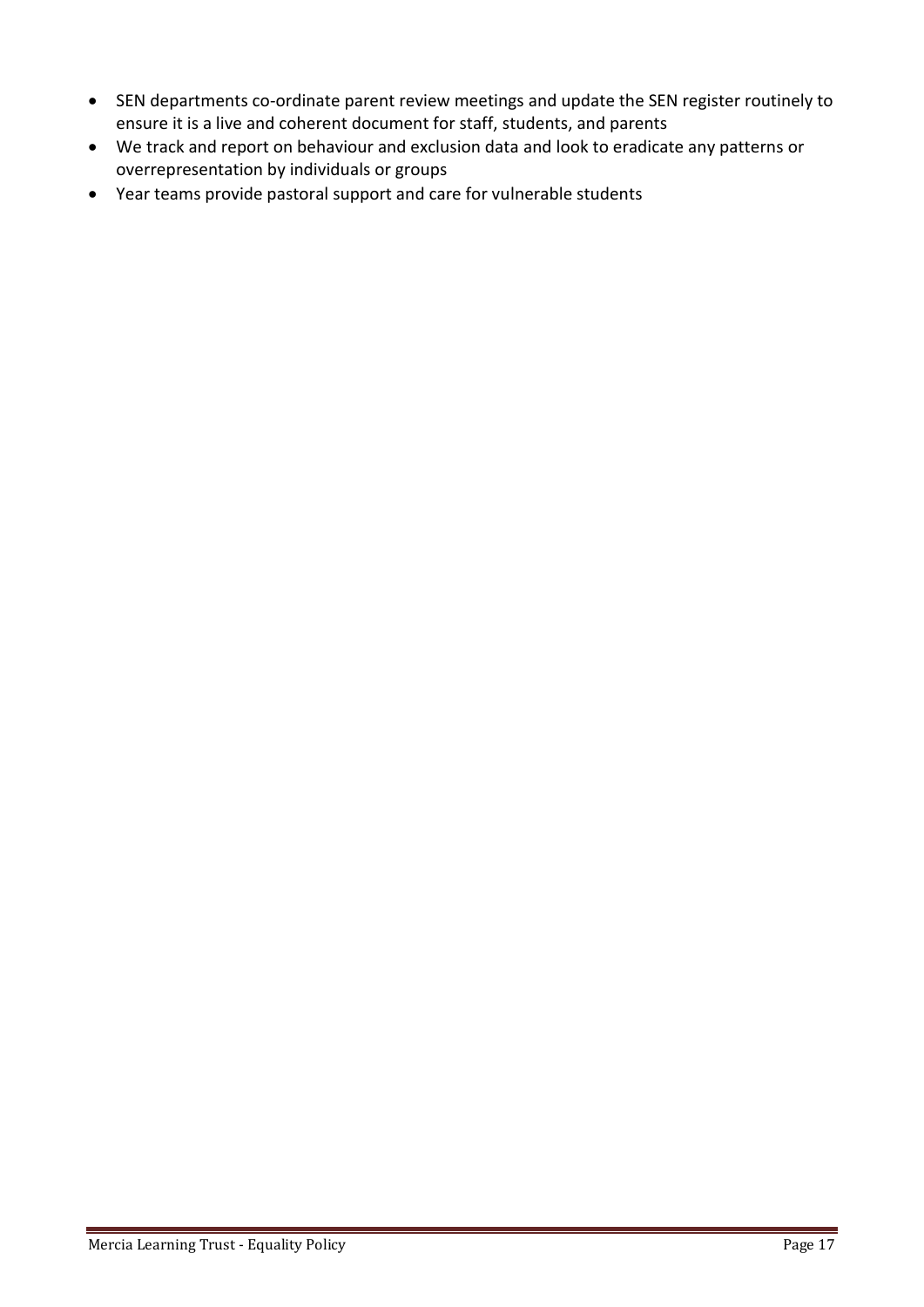- SEN departments co-ordinate parent review meetings and update the SEN register routinely to ensure it is a live and coherent document for staff, students, and parents
- We track and report on behaviour and exclusion data and look to eradicate any patterns or overrepresentation by individuals or groups
- Year teams provide pastoral support and care for vulnerable students